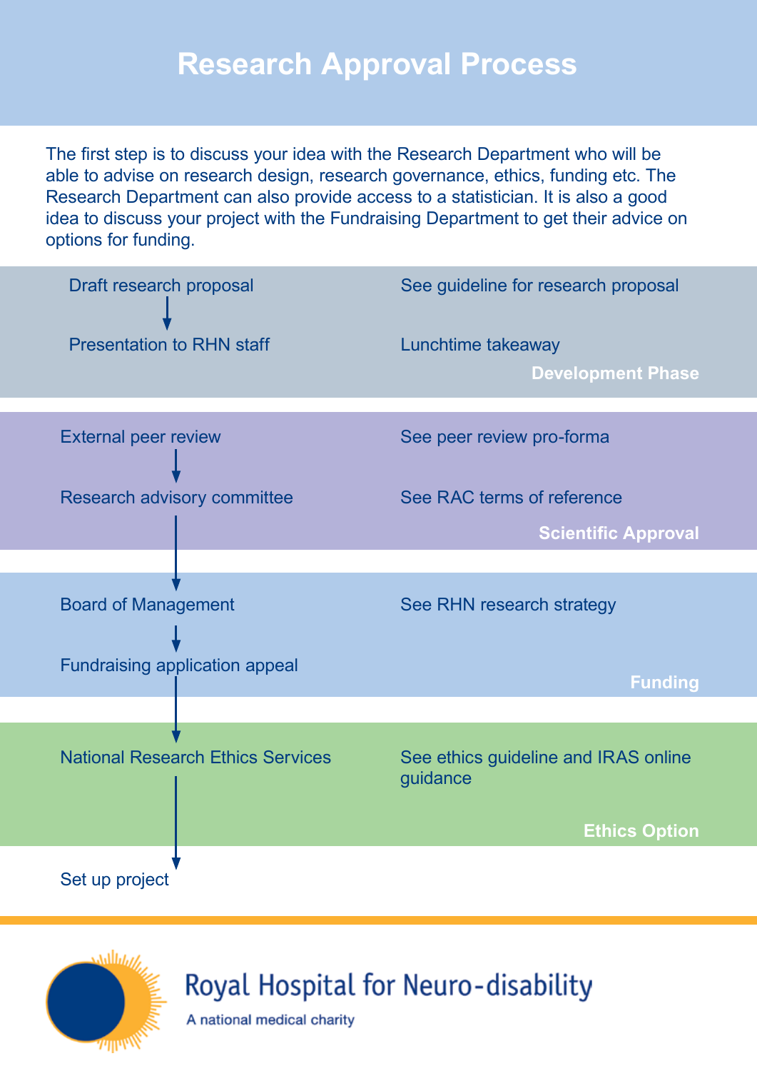# Research Approval Process

The first step is to discuss your idea with the Research Department who will be able to advise on research design, research governance, ethics, funding etc. The Research Department can also provide access to a statistician. It is also a good idea to discuss your project with the Fundraising Department to get their advice on options for funding.

## Development Phase

| Step | Reference |
| --- | --- |
| Draft research proposal | See guideline for research proposal |
| ↓ Presentation to RHN staff | Lunchtime takeaway |

## Scientific Approval

| Step | Reference |
| --- | --- |
| External peer review | See peer review pro-forma |
| ↓ Research advisory committee | See RAC terms of reference |

## Funding

| Step | Reference |
| --- | --- |
| ↓ Board of Management | See RHN research strategy |
| ↓ Fundraising application appeal | |

## Ethics Option

| Step | Reference |
| --- | --- |
| ↓ National Research Ethics Services | See ethics guideline and IRAS online guidance |

↓ Set up project

Royal Hospital for Neuro-disability

A national medical charity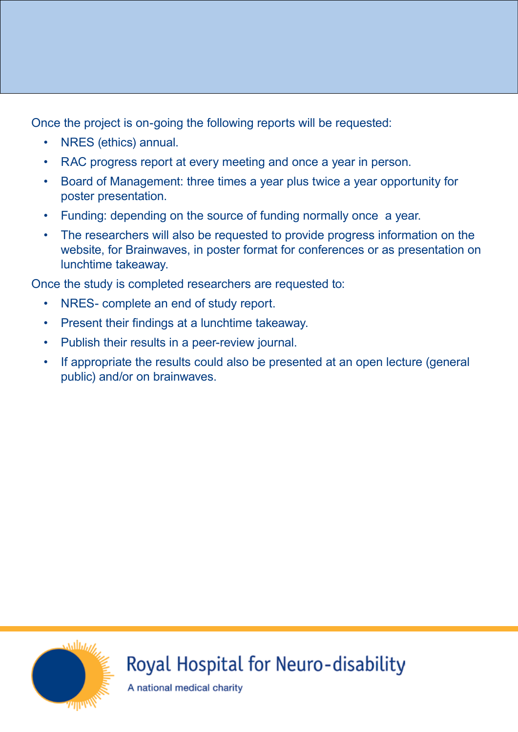Once the project is on-going the following reports will be requested:

- NRES (ethics) annual.
- RAC progress report at every meeting and once a year in person.
- Board of Management: three times a year plus twice a year opportunity for poster presentation.
- Funding: depending on the source of funding normally once  a year.
- The researchers will also be requested to provide progress information on the website, for Brainwaves, in poster format for conferences or as presentation on lunchtime takeaway.

Once the study is completed researchers are requested to:

- NRES- complete an end of study report.
- Present their findings at a lunchtime takeaway.
- Publish their results in a peer-review journal.
- If appropriate the results could also be presented at an open lecture (general public) and/or on brainwaves.

Royal Hospital for Neuro-disability

A national medical charity